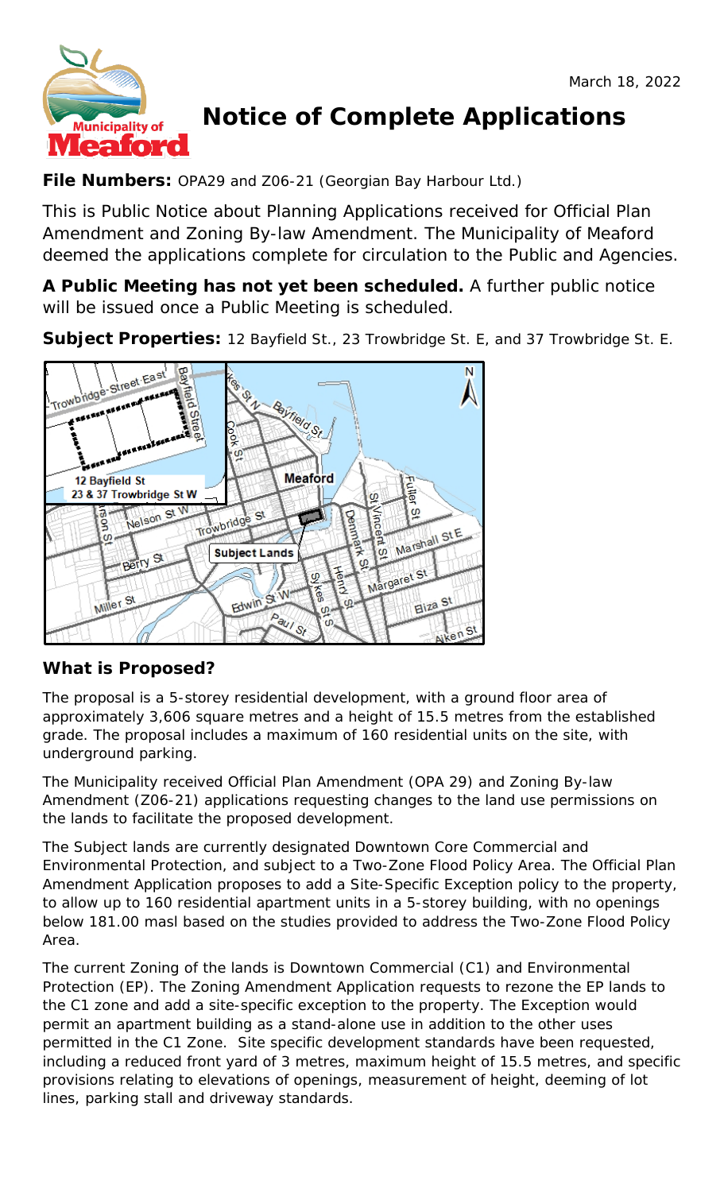March 18, 2022

# Notice of Complete Applications

**File Numbers:** OPA29 and Z06-21 (Georgian Bay Harbour Ltd.)

This is Public Notice about Planning Applications received for Official Plan Amendment and Zoning By-law Amendment. The Municipality of Meaford deemed the applications complete for circulation to the Public and Agencies.

**A Public Meeting has not yet been scheduled.** A further public notice will be issued once a Public Meeting is scheduled.

**Subject Properties:** 12 Bayfield St., 23 Trowbridge St. E, and 37 Trowbridge St. E.

## What is Proposed?

The proposal is a 5-storey residential development, with a ground floor area of approximately 3,606 square metres and a height of 15.5 metres from the established grade. The proposal includes a maximum of 160 residential units on the site, with underground parking.

The Municipality received Official Plan Amendment (OPA 29) and Zoning By-law Amendment (Z06-21) applications requesting changes to the land use permissions on the lands to facilitate the proposed development.

The Subject lands are currently designated Downtown Core Commercial and Environmental Protection, and subject to a Two-Zone Flood Policy Area. The Official Plan Amendment Application proposes to add a Site-Specific Exception policy to the property, to allow up to 160 residential apartment units in a 5-storey building, with no openings below 181.00 masl based on the studies provided to address the Two-Zone Flood Policy Area.

The current Zoning of the lands is Downtown Commercial (C1) and Environmental Protection (EP). The Zoning Amendment Application requests to rezone the EP lands to the C1 zone and add a site-specific exception to the property. The Exception would permit an apartment building as a stand-alone use in addition to the other uses permitted in the C1 Zone. Site specific development standards have been requested, including a reduced front yard of 3 metres, maximum height of 15.5 metres, and specific provisions relating to elevations of openings, measurement of height, deeming of lot lines, parking stall and driveway standards.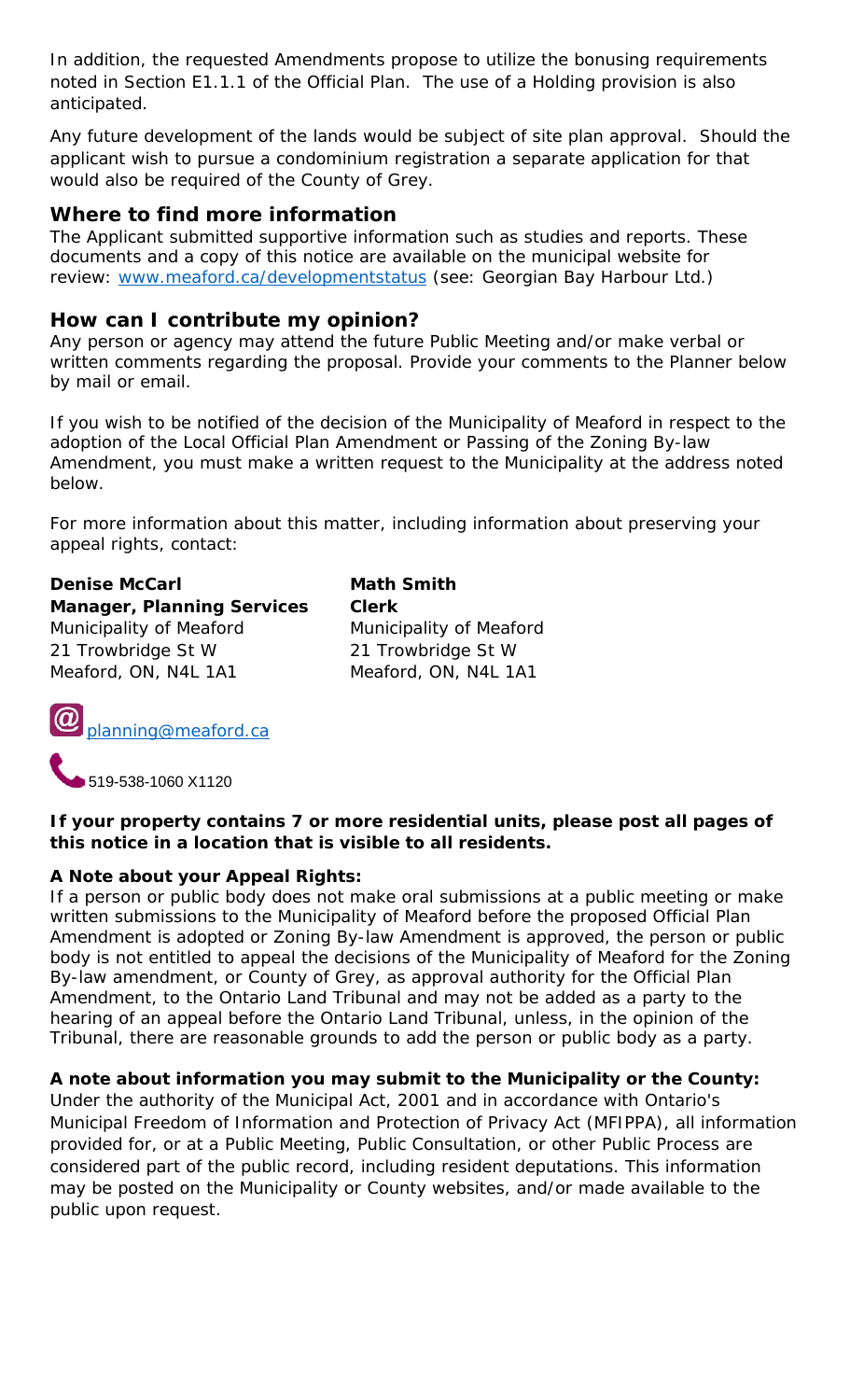In addition, the requested Amendments propose to utilize the bonusing requirements noted in Section E1.1.1 of the Official Plan. The use of a Holding provision is also anticipated.

Any future development of the lands would be subject of site plan approval. Should the applicant wish to pursue a condominium registration a separate application for that would also be required of the County of Grey.

## Where to find more information

The Applicant submitted supportive information such as studies and reports. These documents and a copy of this notice are available on the municipal website for review: www.meaford.ca/developmentstatus (see: Georgian Bay Harbour Ltd.)

## How can I contribute my opinion?

Any person or agency may attend the future Public Meeting and/or make verbal or written comments regarding the proposal. Provide your comments to the Planner below by mail or email.

If you wish to be notified of the decision of the Municipality of Meaford in respect to the adoption of the Local Official Plan Amendment or Passing of the Zoning By-law Amendment, you must make a written request to the Municipality at the address noted below.

For more information about this matter, including information about preserving your appeal rights, contact:

**Denise McCarl**
**Manager, Planning Services**
Municipality of Meaford
21 Trowbridge St W
Meaford, ON, N4L 1A1

**Math Smith**
**Clerk**
Municipality of Meaford
21 Trowbridge St W
Meaford, ON, N4L 1A1

planning@meaford.ca

519-538-1060 X1120

**If your property contains 7 or more residential units, please post all pages of this notice in a location that is visible to all residents.**

**A Note about your Appeal Rights:**

If a person or public body does not make oral submissions at a public meeting or make written submissions to the Municipality of Meaford before the proposed Official Plan Amendment is adopted or Zoning By-law Amendment is approved, the person or public body is not entitled to appeal the decisions of the Municipality of Meaford for the Zoning By-law amendment, or County of Grey, as approval authority for the Official Plan Amendment, to the Ontario Land Tribunal and may not be added as a party to the hearing of an appeal before the Ontario Land Tribunal, unless, in the opinion of the Tribunal, there are reasonable grounds to add the person or public body as a party.

**A note about information you may submit to the Municipality or the County:**

Under the authority of the Municipal Act, 2001 and in accordance with Ontario's Municipal Freedom of Information and Protection of Privacy Act (MFIPPA), all information provided for, or at a Public Meeting, Public Consultation, or other Public Process are considered part of the public record, including resident deputations. This information may be posted on the Municipality or County websites, and/or made available to the public upon request.